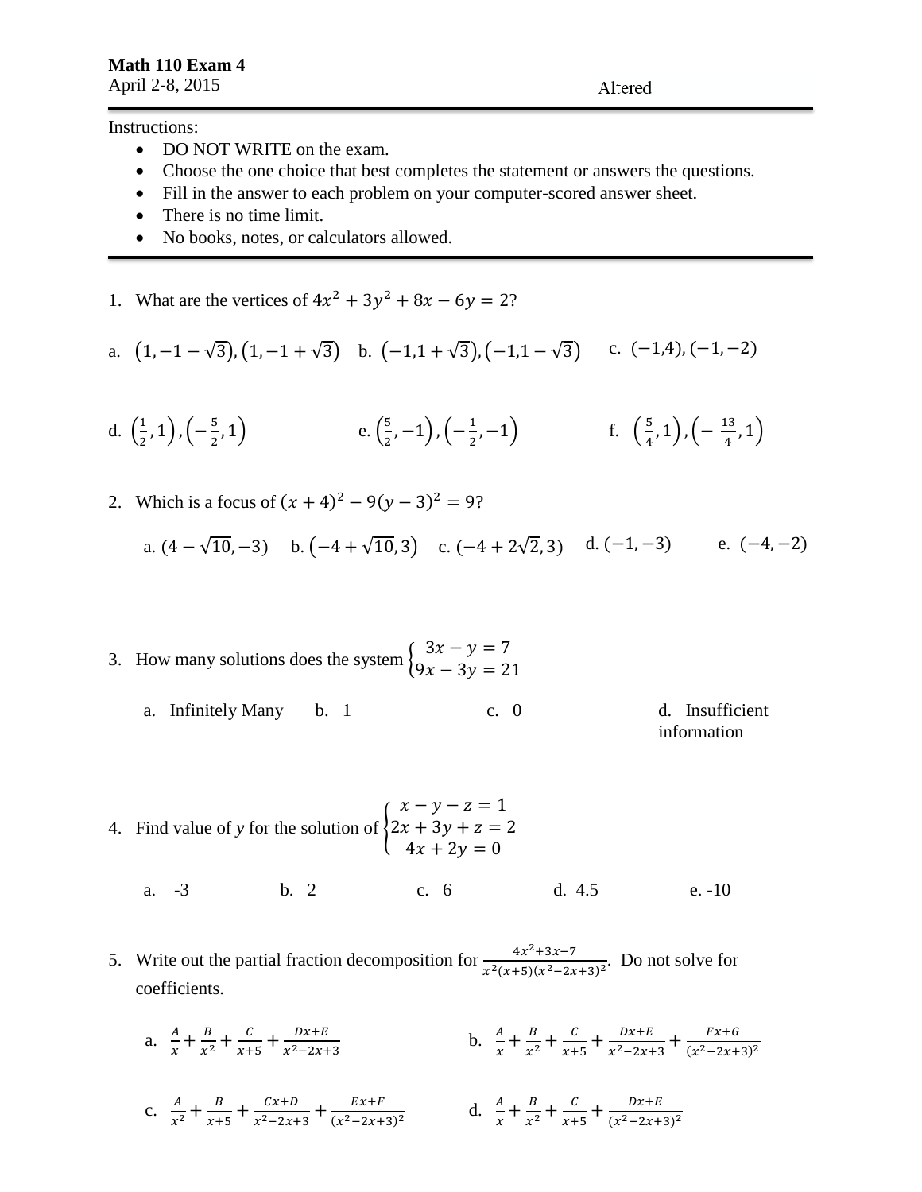**Math 110 Exam 4**
April 2-8, 2015

Altered

Instructions:

- DO NOT WRITE on the exam.
- Choose the one choice that best completes the statement or answers the questions.
- Fill in the answer to each problem on your computer-scored answer sheet.
- There is no time limit.
- No books, notes, or calculators allowed.

1. What are the vertices of $4x^2 + 3y^2 + 8x - 6y = 2$?

   a. $(1, -1-\sqrt{3}), (1, -1+\sqrt{3})$  b. $(-1, 1+\sqrt{3}), (-1, 1-\sqrt{3})$  c. $(-1, 4), (-1, -2)$

   d. $\left(\frac{1}{2}, 1\right), \left(-\frac{5}{2}, 1\right)$  e. $\left(\frac{5}{2}, -1\right), \left(-\frac{1}{2}, -1\right)$  f. $\left(\frac{5}{4}, 1\right), \left(-\frac{13}{4}, 1\right)$

2. Which is a focus of $(x+4)^2 - 9(y-3)^2 = 9$?

   a. $(4-\sqrt{10}, -3)$  b. $(-4+\sqrt{10}, 3)$  c. $(-4+2\sqrt{2}, 3)$  d. $(-1, -3)$  e. $(-4, -2)$

3. How many solutions does the system $\begin{cases} 3x - y = 7 \\ 9x - 3y = 21 \end{cases}$

   a. Infinitely Many  b. 1  c. 0  d. Insufficient information

4. Find value of *y* for the solution of $\begin{cases} x - y - z = 1 \\ 2x + 3y + z = 2 \\ 4x + 2y = 0 \end{cases}$

   a. -3  b. 2  c. 6  d. 4.5  e. -10

5. Write out the partial fraction decomposition for $\frac{4x^2+3x-7}{x^2(x+5)(x^2-2x+3)^2}$. Do not solve for coefficients.

   a. $\frac{A}{x} + \frac{B}{x^2} + \frac{C}{x+5} + \frac{Dx+E}{x^2-2x+3}$

   b. $\frac{A}{x} + \frac{B}{x^2} + \frac{C}{x+5} + \frac{Dx+E}{x^2-2x+3} + \frac{Fx+G}{(x^2-2x+3)^2}$

   c. $\frac{A}{x^2} + \frac{B}{x+5} + \frac{Cx+D}{x^2-2x+3} + \frac{Ex+F}{(x^2-2x+3)^2}$

   d. $\frac{A}{x} + \frac{B}{x^2} + \frac{C}{x+5} + \frac{Dx+E}{(x^2-2x+3)^2}$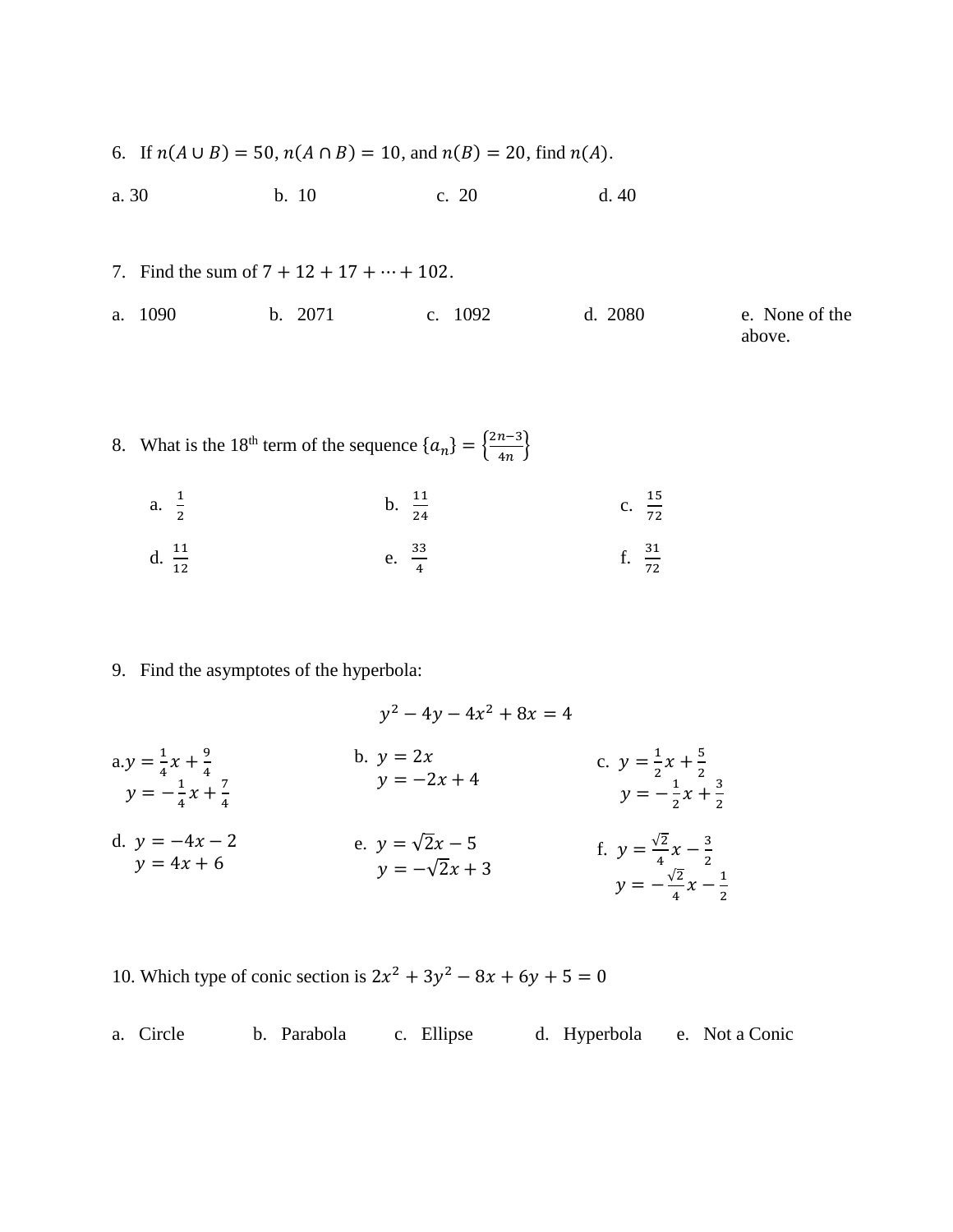6. If $n(A \cup B) = 50$, $n(A \cap B) = 10$, and $n(B) = 20$, find $n(A)$.

a. 30 b. 10 c. 20 d. 40

7. Find the sum of $7 + 12 + 17 + \cdots + 102$.

a. 1090 b. 2071 c. 1092 d. 2080 e. None of the above.

8. What is the 18th term of the sequence $\{a_n\} = \left\{\frac{2n-3}{4n}\right\}$

a. $\frac{1}{2}$ b. $\frac{11}{24}$ c. $\frac{15}{72}$

d. $\frac{11}{12}$ e. $\frac{33}{4}$ f. $\frac{31}{72}$

9. Find the asymptotes of the hyperbola:

$$y^2 - 4y - 4x^2 + 8x = 4$$

a. $y = \frac{1}{4}x + \frac{9}{4}$, $y = -\frac{1}{4}x + \frac{7}{4}$

b. $y = 2x$, $y = -2x + 4$

c. $y = \frac{1}{2}x + \frac{5}{2}$, $y = -\frac{1}{2}x + \frac{3}{2}$

d. $y = -4x - 2$, $y = 4x + 6$

e. $y = \sqrt{2}x - 5$, $y = -\sqrt{2}x + 3$

f. $y = \frac{\sqrt{2}}{4}x - \frac{3}{2}$, $y = -\frac{\sqrt{2}}{4}x - \frac{1}{2}$

10. Which type of conic section is $2x^2 + 3y^2 - 8x + 6y + 5 = 0$

a. Circle b. Parabola c. Ellipse d. Hyperbola e. Not a Conic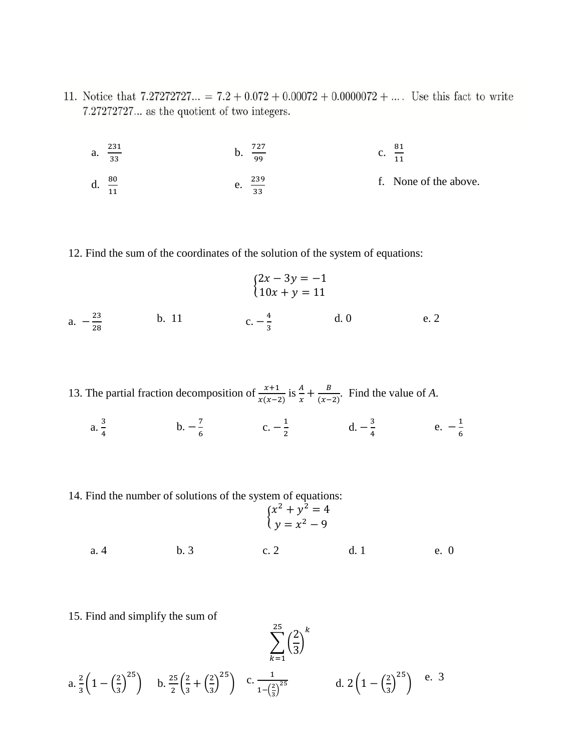11. Notice that 7.27272727... $= 7.2 + 0.072 + 0.00072 + 0.0000072 + \ldots$. Use this fact to write 7.27272727... as the quotient of two integers.

   a. $\frac{231}{33}$

   b. $\frac{727}{99}$

   c. $\frac{81}{11}$

   d. $\frac{80}{11}$

   e. $\frac{239}{33}$

   f. None of the above.

12. Find the sum of the coordinates of the solution of the system of equations:

$$\begin{cases} 2x - 3y = -1 \\ 10x + y = 11 \end{cases}$$

   a. $-\frac{23}{28}$

   b. 11

   c. $-\frac{4}{3}$

   d. 0

   e. 2

13. The partial fraction decomposition of $\frac{x+1}{x(x-2)}$ is $\frac{A}{x} + \frac{B}{(x-2)}$. Find the value of $A$.

   a. $\frac{3}{4}$

   b. $-\frac{7}{6}$

   c. $-\frac{1}{2}$

   d. $-\frac{3}{4}$

   e. $-\frac{1}{6}$

14. Find the number of solutions of the system of equations:

$$\begin{cases} x^2 + y^2 = 4 \\ y = x^2 - 9 \end{cases}$$

   a. 4

   b. 3

   c. 2

   d. 1

   e. 0

15. Find and simplify the sum of

$$\sum_{k=1}^{25} \left(\frac{2}{3}\right)^k$$

   a. $\frac{2}{3}\left(1 - \left(\frac{2}{3}\right)^{25}\right)$

   b. $\frac{25}{2}\left(\frac{2}{3} + \left(\frac{2}{3}\right)^{25}\right)$

   c. $\frac{1}{1-\left(\frac{2}{3}\right)^{25}}$

   d. $2\left(1 - \left(\frac{2}{3}\right)^{25}\right)$

   e. 3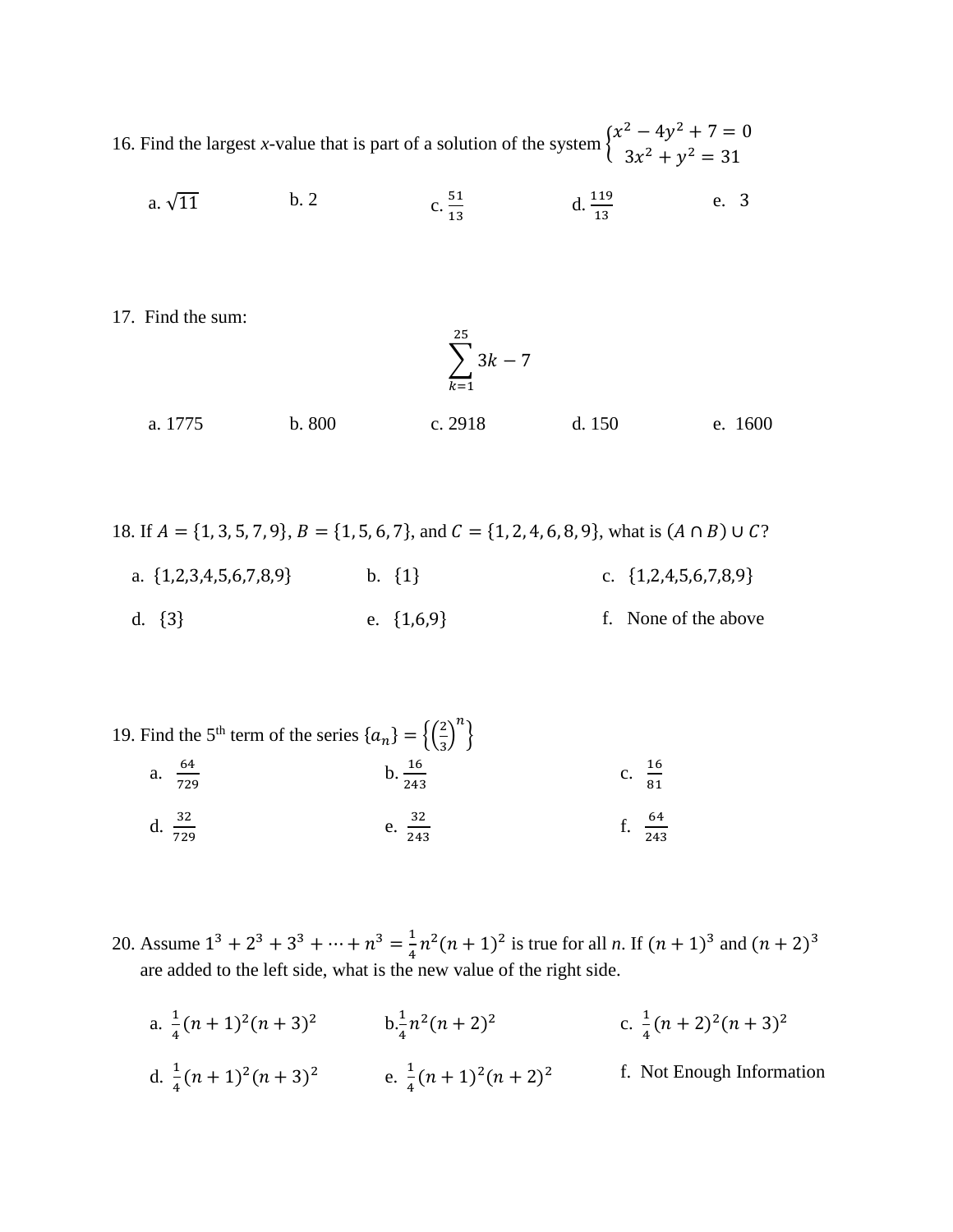16. Find the largest $x$-value that is part of a solution of the system $\begin{cases} x^2 - 4y^2 + 7 = 0 \\ 3x^2 + y^2 = 31 \end{cases}$

a. $\sqrt{11}$ &nbsp;&nbsp;&nbsp;&nbsp; b. 2 &nbsp;&nbsp;&nbsp;&nbsp; c. $\frac{51}{13}$ &nbsp;&nbsp;&nbsp;&nbsp; d. $\frac{119}{13}$ &nbsp;&nbsp;&nbsp;&nbsp; e. 3

17. Find the sum:

$$\sum_{k=1}^{25} 3k - 7$$

a. 1775 &nbsp;&nbsp;&nbsp;&nbsp; b. 800 &nbsp;&nbsp;&nbsp;&nbsp; c. 2918 &nbsp;&nbsp;&nbsp;&nbsp; d. 150 &nbsp;&nbsp;&nbsp;&nbsp; e. 1600

18. If $A = \{1, 3, 5, 7, 9\}$, $B = \{1, 5, 6, 7\}$, and $C = \{1, 2, 4, 6, 8, 9\}$, what is $(A \cap B) \cup C$?

a. {1,2,3,4,5,6,7,8,9} &nbsp;&nbsp;&nbsp;&nbsp; b. {1} &nbsp;&nbsp;&nbsp;&nbsp; c. {1,2,4,5,6,7,8,9}

d. {3} &nbsp;&nbsp;&nbsp;&nbsp; e. {1,6,9} &nbsp;&nbsp;&nbsp;&nbsp; f. None of the above

19. Find the 5th term of the series $\{a_n\} = \left\{\left(\frac{2}{3}\right)^n\right\}$

a. $\frac{64}{729}$ &nbsp;&nbsp;&nbsp;&nbsp; b. $\frac{16}{243}$ &nbsp;&nbsp;&nbsp;&nbsp; c. $\frac{16}{81}$

d. $\frac{32}{729}$ &nbsp;&nbsp;&nbsp;&nbsp; e. $\frac{32}{243}$ &nbsp;&nbsp;&nbsp;&nbsp; f. $\frac{64}{243}$

20. Assume $1^3 + 2^3 + 3^3 + \cdots + n^3 = \frac{1}{4}n^2(n+1)^2$ is true for all $n$. If $(n+1)^3$ and $(n+2)^3$ are added to the left side, what is the new value of the right side.

a. $\frac{1}{4}(n+1)^2(n+3)^2$ &nbsp;&nbsp;&nbsp;&nbsp; b. $\frac{1}{4}n^2(n+2)^2$ &nbsp;&nbsp;&nbsp;&nbsp; c. $\frac{1}{4}(n+2)^2(n+3)^2$

d. $\frac{1}{4}(n+1)^2(n+3)^2$ &nbsp;&nbsp;&nbsp;&nbsp; e. $\frac{1}{4}(n+1)^2(n+2)^2$ &nbsp;&nbsp;&nbsp;&nbsp; f. Not Enough Information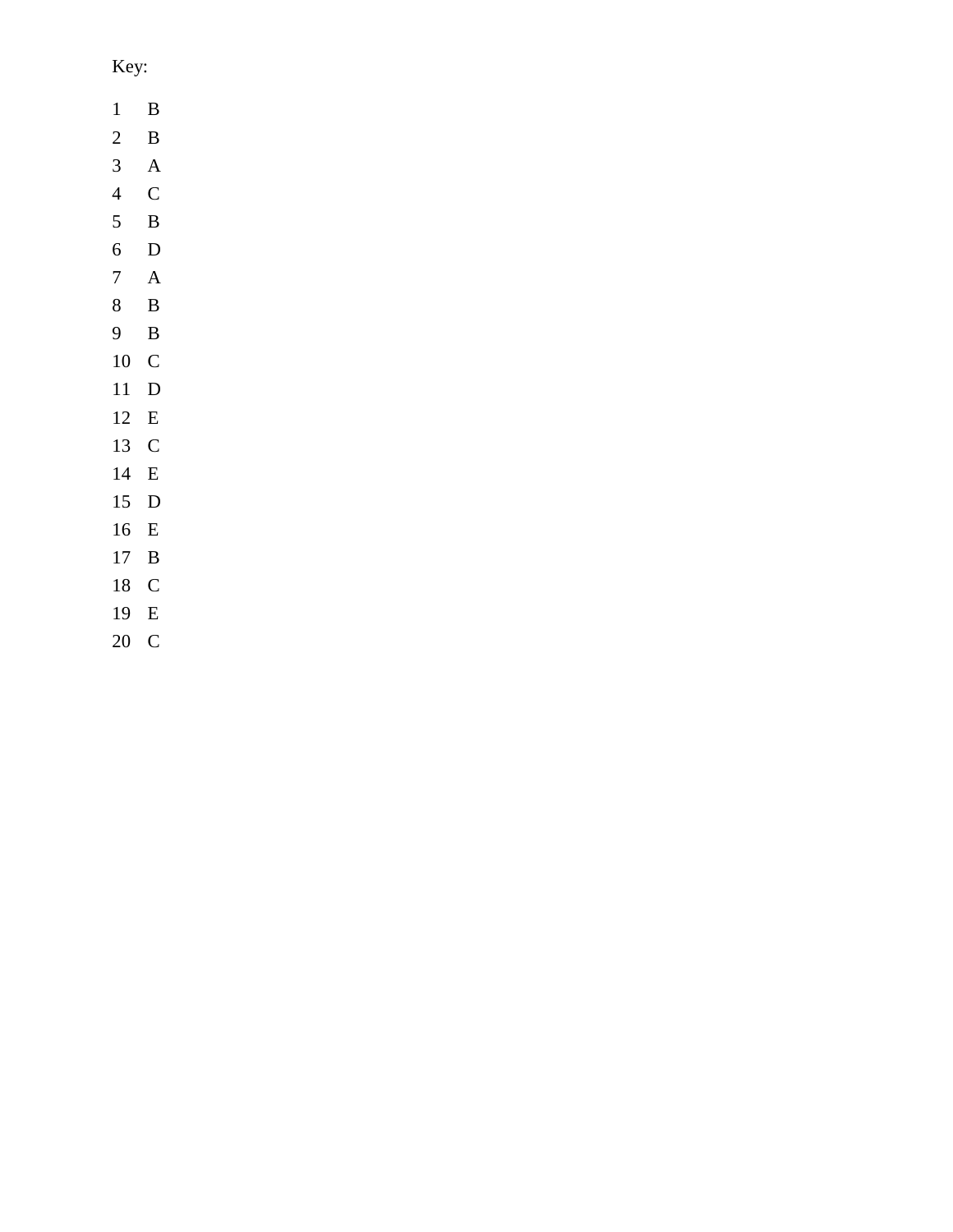Key:

| | |
|---|---|
| 1 | B |
| 2 | B |
| 3 | A |
| 4 | C |
| 5 | B |
| 6 | D |
| 7 | A |
| 8 | B |
| 9 | B |
| 10 | C |
| 11 | D |
| 12 | E |
| 13 | C |
| 14 | E |
| 15 | D |
| 16 | E |
| 17 | B |
| 18 | C |
| 19 | E |
| 20 | C |